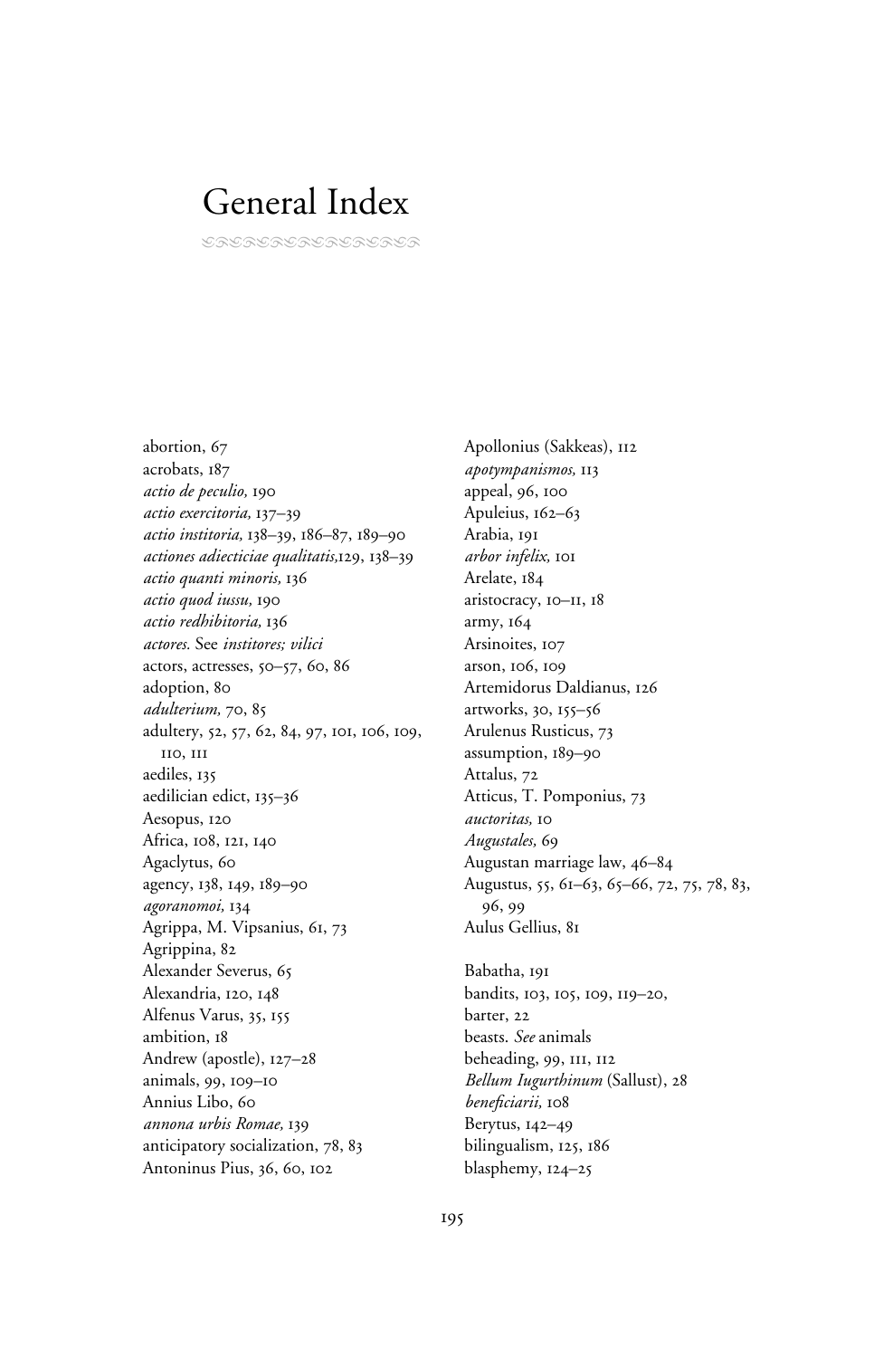# General Index

abortion, 67
acrobats, 187
*actio de peculio,* 190
*actio exercitoria,* 137–39
*actio institoria,* 138–39, 186–87, 189–90
*actiones adiecticiae qualitatis,*129, 138–39
*actio quanti minoris,* 136
*actio quod iussu,* 190
*actio redhibitoria,* 136
*actores.* See *institores; vilici*
actors, actresses, 50–57, 60, 86
adoption, 80
*adulterium,* 70, 85
adultery, 52, 57, 62, 84, 97, 101, 106, 109, 110, 111
aediles, 135
aedilician edict, 135–36
Aesopus, 120
Africa, 108, 121, 140
Agaclytus, 60
agency, 138, 149, 189–90
*agoranomoi,* 134
Agrippa, M. Vipsanius, 61, 73
Agrippina, 82
Alexander Severus, 65
Alexandria, 120, 148
Alfenus Varus, 35, 155
ambition, 18
Andrew (apostle), 127–28
animals, 99, 109–10
Annius Libo, 60
*annona urbis Romae,* 139
anticipatory socialization, 78, 83
Antoninus Pius, 36, 60, 102
Apollonius (Sakkeas), 112
*apotympanismos,* 113
appeal, 96, 100
Apuleius, 162–63
Arabia, 191
*arbor infelix,* 101
Arelate, 184
aristocracy, 10–11, 18
army, 164
Arsinoites, 107
arson, 106, 109
Artemidorus Daldianus, 126
artworks, 30, 155–56
Arulenus Rusticus, 73
assumption, 189–90
Attalus, 72
Atticus, T. Pomponius, 73
*auctoritas,* 10
*Augustales,* 69
Augustan marriage law, 46–84
Augustus, 55, 61–63, 65–66, 72, 75, 78, 83, 96, 99
Aulus Gellius, 81

Babatha, 191
bandits, 103, 105, 109, 119–20,
barter, 22
beasts. *See* animals
beheading, 99, 111, 112
*Bellum Iugurthinum* (Sallust), 28
*beneficiarii,* 108
Berytus, 142–49
bilingualism, 125, 186
blasphemy, 124–25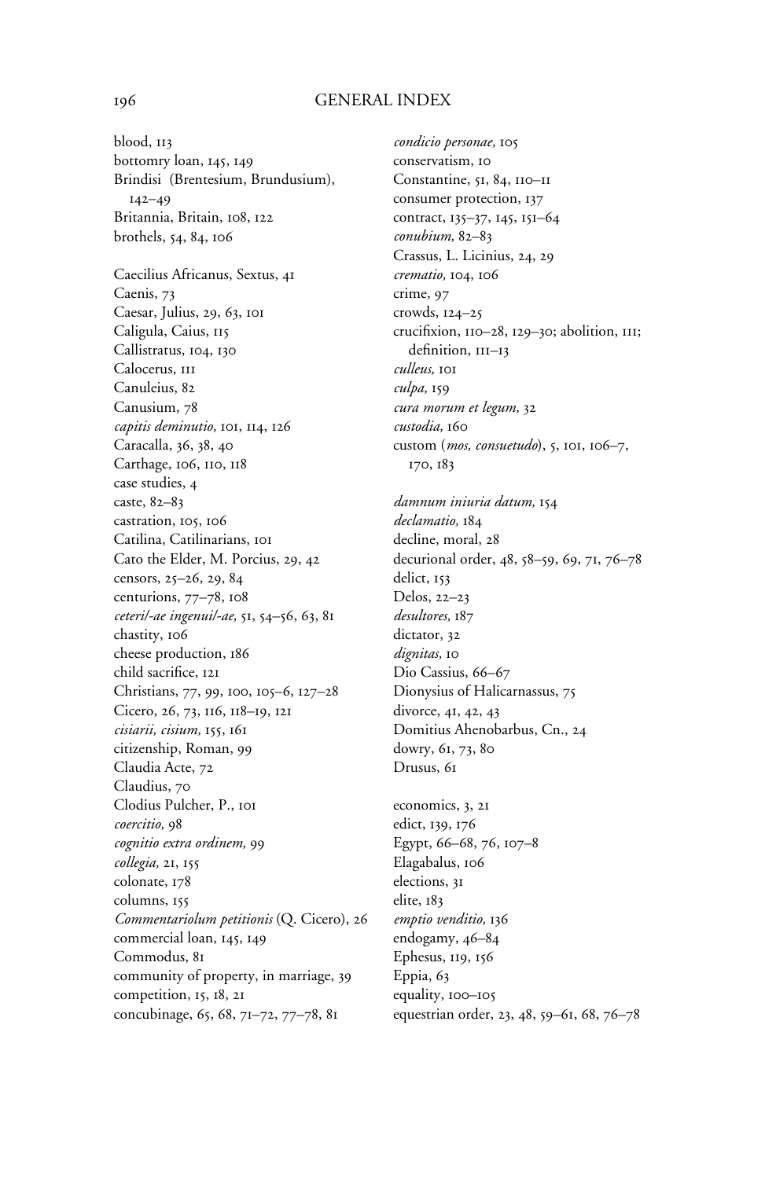blood, 113
bottomry loan, 145, 149
Brindisi (Brentesium, Brundusium), 142–49
Britannia, Britain, 108, 122
brothels, 54, 84, 106

Caecilius Africanus, Sextus, 41
Caenis, 73
Caesar, Julius, 29, 63, 101
Caligula, Caius, 115
Callistratus, 104, 130
Calocerus, 111
Canuleius, 82
Canusium, 78
*capitis deminutio,* 101, 114, 126
Caracalla, 36, 38, 40
Carthage, 106, 110, 118
case studies, 4
caste, 82–83
castration, 105, 106
Catilina, Catilinarians, 101
Cato the Elder, M. Porcius, 29, 42
censors, 25–26, 29, 84
centurions, 77–78, 108
*ceteri/-ae ingenui/-ae,* 51, 54–56, 63, 81
chastity, 106
cheese production, 186
child sacrifice, 121
Christians, 77, 99, 100, 105–6, 127–28
Cicero, 26, 73, 116, 118–19, 121
*cisiarii, cisium,* 155, 161
citizenship, Roman, 99
Claudia Acte, 72
Claudius, 70
Clodius Pulcher, P., 101
*coercitio,* 98
*cognitio extra ordinem,* 99
*collegia,* 21, 155
colonate, 178
columns, 155
*Commentariolum petitionis* (Q. Cicero), 26
commercial loan, 145, 149
Commodus, 81
community of property, in marriage, 39
competition, 15, 18, 21
concubinage, 65, 68, 71–72, 77–78, 81
*condicio personae,* 105
conservatism, 10
Constantine, 51, 84, 110–11
consumer protection, 137
contract, 135–37, 145, 151–64
*conubium,* 82–83
Crassus, L. Licinius, 24, 29
*crematio,* 104, 106
crime, 97
crowds, 124–25
crucifixion, 110–28, 129–30; abolition, 111; definition, 111–13
*culleus,* 101
*culpa,* 159
*cura morum et legum,* 32
*custodia,* 160
custom (*mos, consuetudo*), 5, 101, 106–7, 170, 183

*damnum iniuria datum,* 154
*declamatio,* 184
decline, moral, 28
decurional order, 48, 58–59, 69, 71, 76–78
delict, 153
Delos, 22–23
*desultores,* 187
dictator, 32
*dignitas,* 10
Dio Cassius, 66–67
Dionysius of Halicarnassus, 75
divorce, 41, 42, 43
Domitius Ahenobarbus, Cn., 24
dowry, 61, 73, 80
Drusus, 61

economics, 3, 21
edict, 139, 176
Egypt, 66–68, 76, 107–8
Elagabalus, 106
elections, 31
elite, 183
*emptio venditio,* 136
endogamy, 46–84
Ephesus, 119, 156
Eppia, 63
equality, 100–105
equestrian order, 23, 48, 59–61, 68, 76–78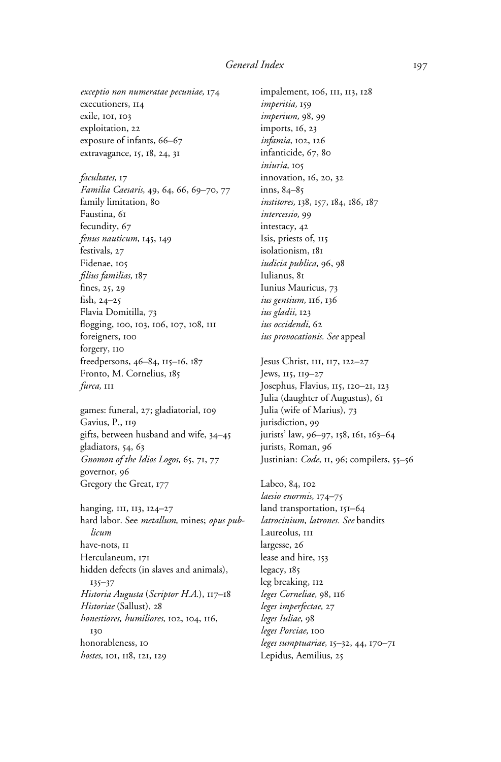*exceptio non numeratae pecuniae,* 174
executioners, 114
exile, 101, 103
exploitation, 22
exposure of infants, 66–67
extravagance, 15, 18, 24, 31

*facultates,* 17
*Familia Caesaris,* 49, 64, 66, 69–70, 77
family limitation, 80
Faustina, 61
fecundity, 67
*fenus nauticum,* 145, 149
festivals, 27
Fidenae, 105
*filius familias,* 187
fines, 25, 29
fish, 24–25
Flavia Domitilla, 73
flogging, 100, 103, 106, 107, 108, 111
foreigners, 100
forgery, 110
freedpersons, 46–84, 115–16, 187
Fronto, M. Cornelius, 185
*furca,* 111

games: funeral, 27; gladiatorial, 109
Gavius, P., 119
gifts, between husband and wife, 34–45
gladiators, 54, 63
*Gnomon of the Idios Logos,* 65, 71, 77
governor, 96
Gregory the Great, 177

hanging, 111, 113, 124–27
hard labor. See *metallum,* mines; *opus publicum*
have-nots, 11
Herculaneum, 171
hidden defects (in slaves and animals), 135–37
*Historia Augusta* (*Scriptor H.A.*), 117–18
*Historiae* (Sallust), 28
*honestiores, humiliores,* 102, 104, 116, 130
honorableness, 10
*hostes,* 101, 118, 121, 129

impalement, 106, 111, 113, 128
*imperitia,* 159
*imperium,* 98, 99
imports, 16, 23
*infamia,* 102, 126
infanticide, 67, 80
*iniuria,* 105
innovation, 16, 20, 32
inns, 84–85
*institores,* 138, 157, 184, 186, 187
*intercessio,* 99
intestacy, 42
Isis, priests of, 115
isolationism, 181
*iudicia publica,* 96, 98
Iulianus, 81
Iunius Mauricus, 73
*ius gentium,* 116, 136
*ius gladii,* 123
*ius occidendi,* 62
*ius provocationis. See* appeal

Jesus Christ, 111, 117, 122–27
Jews, 115, 119–27
Josephus, Flavius, 115, 120–21, 123
Julia (daughter of Augustus), 61
Julia (wife of Marius), 73
jurisdiction, 99
jurists' law, 96–97, 158, 161, 163–64
jurists, Roman, 96
Justinian: *Code,* 11, 96; compilers, 55–56

Labeo, 84, 102
*laesio enormis,* 174–75
land transportation, 151–64
*latrocinium, latrones. See* bandits
Laureolus, 111
largesse, 26
lease and hire, 153
legacy, 185
leg breaking, 112
*leges Corneliae,* 98, 116
*leges imperfectae,* 27
*leges Iuliae,* 98
*leges Porciae,* 100
*leges sumptuariae,* 15–32, 44, 170–71
Lepidus, Aemilius, 25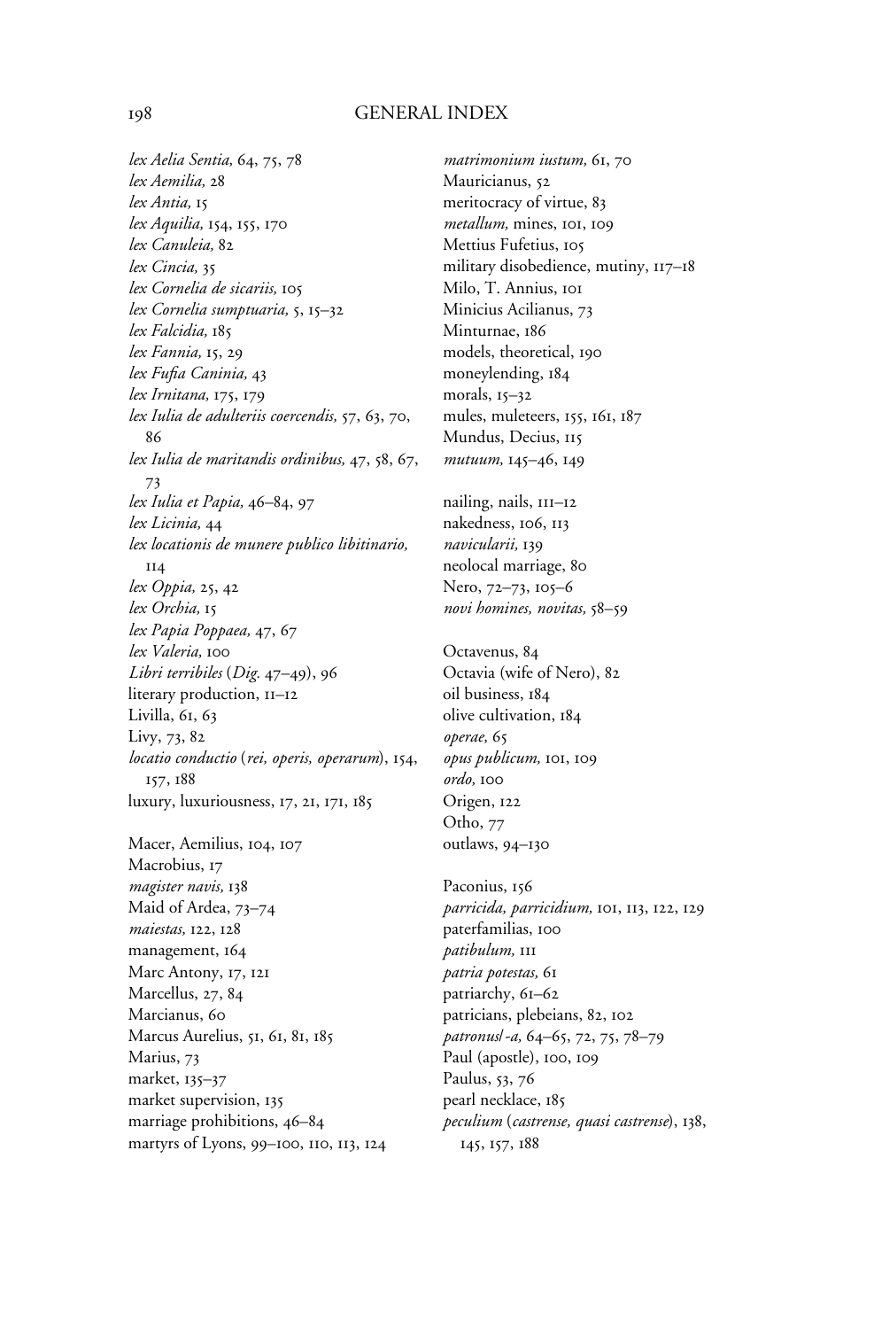# GENERAL INDEX

*lex Aelia Sentia,* 64, 75, 78
*lex Aemilia,* 28
*lex Antia,* 15
*lex Aquilia,* 154, 155, 170
*lex Canuleia,* 82
*lex Cincia,* 35
*lex Cornelia de sicariis,* 105
*lex Cornelia sumptuaria,* 5, 15–32
*lex Falcidia,* 185
*lex Fannia,* 15, 29
*lex Fufia Caninia,* 43
*lex Irnitana,* 175, 179
*lex Iulia de adulteriis coercendis,* 57, 63, 70, 86
*lex Iulia de maritandis ordinibus,* 47, 58, 67, 73
*lex Iulia et Papia,* 46–84, 97
*lex Licinia,* 44
*lex locationis de munere publico libitinario,* 114
*lex Oppia,* 25, 42
*lex Orchia,* 15
*lex Papia Poppaea,* 47, 67
*lex Valeria,* 100
*Libri terribiles* (*Dig.* 47–49), 96
literary production, 11–12
Livilla, 61, 63
Livy, 73, 82
*locatio conductio* (*rei, operis, operarum*), 154, 157, 188
luxury, luxuriousness, 17, 21, 171, 185

Macer, Aemilius, 104, 107
Macrobius, 17
*magister navis,* 138
Maid of Ardea, 73–74
*maiestas,* 122, 128
management, 164
Marc Antony, 17, 121
Marcellus, 27, 84
Marcianus, 60
Marcus Aurelius, 51, 61, 81, 185
Marius, 73
market, 135–37
market supervision, 135
marriage prohibitions, 46–84
martyrs of Lyons, 99–100, 110, 113, 124

*matrimonium iustum,* 61, 70
Mauricianus, 52
meritocracy of virtue, 83
*metallum,* mines, 101, 109
Mettius Fufetius, 105
military disobedience, mutiny, 117–18
Milo, T. Annius, 101
Minicius Acilianus, 73
Minturnae, 186
models, theoretical, 190
moneylending, 184
morals, 15–32
mules, muleteers, 155, 161, 187
Mundus, Decius, 115
*mutuum,* 145–46, 149

nailing, nails, 111–12
nakedness, 106, 113
*navicularii,* 139
neolocal marriage, 80
Nero, 72–73, 105–6
*novi homines, novitas,* 58–59

Octavenus, 84
Octavia (wife of Nero), 82
oil business, 184
olive cultivation, 184
*operae,* 65
*opus publicum,* 101, 109
*ordo,* 100
Origen, 122
Otho, 77
outlaws, 94–130

Paconius, 156
*parricida, parricidium,* 101, 113, 122, 129
paterfamilias, 100
*patibulum,* 111
*patria potestas,* 61
patriarchy, 61–62
patricians, plebeians, 82, 102
*patronus/-a,* 64–65, 72, 75, 78–79
Paul (apostle), 100, 109
Paulus, 53, 76
pearl necklace, 185
*peculium* (*castrense, quasi castrense*), 138, 145, 157, 188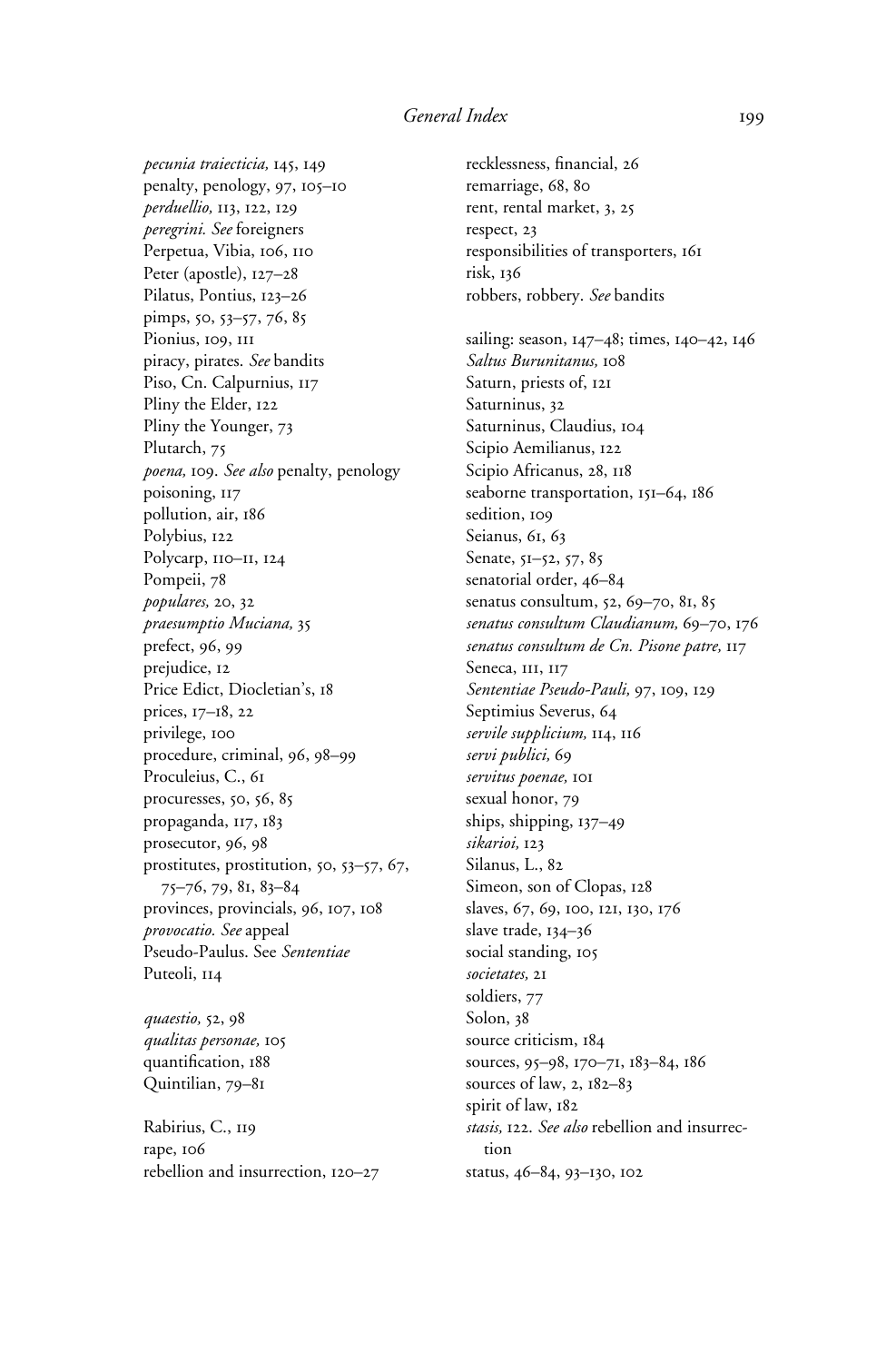*pecunia traiecticia,* 145, 149
penalty, penology, 97, 105–10
*perduellio,* 113, 122, 129
*peregrini. See* foreigners
Perpetua, Vibia, 106, 110
Peter (apostle), 127–28
Pilatus, Pontius, 123–26
pimps, 50, 53–57, 76, 85
Pionius, 109, 111
piracy, pirates. *See* bandits
Piso, Cn. Calpurnius, 117
Pliny the Elder, 122
Pliny the Younger, 73
Plutarch, 75
*poena,* 109. *See also* penalty, penology
poisoning, 117
pollution, air, 186
Polybius, 122
Polycarp, 110–11, 124
Pompeii, 78
*populares,* 20, 32
*praesumptio Muciana,* 35
prefect, 96, 99
prejudice, 12
Price Edict, Diocletian's, 18
prices, 17–18, 22
privilege, 100
procedure, criminal, 96, 98–99
Proculeius, C., 61
procuresses, 50, 56, 85
propaganda, 117, 183
prosecutor, 96, 98
prostitutes, prostitution, 50, 53–57, 67, 75–76, 79, 81, 83–84
provinces, provincials, 96, 107, 108
*provocatio. See* appeal
Pseudo-Paulus. See *Sententiae*
Puteoli, 114

*quaestio,* 52, 98
*qualitas personae,* 105
quantification, 188
Quintilian, 79–81

Rabirius, C., 119
rape, 106
rebellion and insurrection, 120–27
recklessness, financial, 26
remarriage, 68, 80
rent, rental market, 3, 25
respect, 23
responsibilities of transporters, 161
risk, 136
robbers, robbery. *See* bandits

sailing: season, 147–48; times, 140–42, 146
*Saltus Burunitanus,* 108
Saturn, priests of, 121
Saturninus, 32
Saturninus, Claudius, 104
Scipio Aemilianus, 122
Scipio Africanus, 28, 118
seaborne transportation, 151–64, 186
sedition, 109
Seianus, 61, 63
Senate, 51–52, 57, 85
senatorial order, 46–84
senatus consultum, 52, 69–70, 81, 85
*senatus consultum Claudianum,* 69–70, 176
*senatus consultum de Cn. Pisone patre,* 117
Seneca, 111, 117
*Sententiae Pseudo-Pauli,* 97, 109, 129
Septimius Severus, 64
*servile supplicium,* 114, 116
*servi publici,* 69
*servitus poenae,* 101
sexual honor, 79
ships, shipping, 137–49
*sikarioi,* 123
Silanus, L., 82
Simeon, son of Clopas, 128
slaves, 67, 69, 100, 121, 130, 176
slave trade, 134–36
social standing, 105
*societates,* 21
soldiers, 77
Solon, 38
source criticism, 184
sources, 95–98, 170–71, 183–84, 186
sources of law, 2, 182–83
spirit of law, 182
*stasis,* 122. *See also* rebellion and insurrection
status, 46–84, 93–130, 102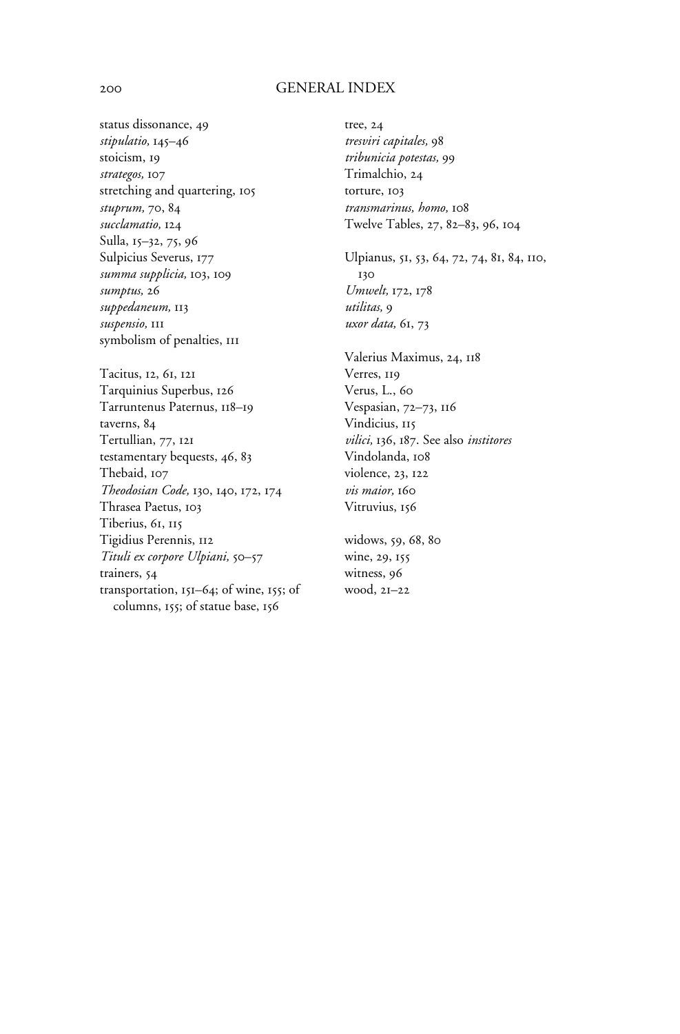# GENERAL INDEX

status dissonance, 49
*stipulatio,* 145–46
stoicism, 19
*strategos,* 107
stretching and quartering, 105
*stuprum,* 70, 84
*succlamatio,* 124
Sulla, 15–32, 75, 96
Sulpicius Severus, 177
*summa supplicia,* 103, 109
*sumptus,* 26
*suppedaneum,* 113
*suspensio,* 111
symbolism of penalties, 111

Tacitus, 12, 61, 121
Tarquinius Superbus, 126
Tarruntenus Paternus, 118–19
taverns, 84
Tertullian, 77, 121
testamentary bequests, 46, 83
Thebaid, 107
*Theodosian Code,* 130, 140, 172, 174
Thrasea Paetus, 103
Tiberius, 61, 115
Tigidius Perennis, 112
*Tituli ex corpore Ulpiani,* 50–57
trainers, 54
transportation, 151–64; of wine, 155; of columns, 155; of statue base, 156
tree, 24
*tresviri capitales,* 98
*tribunicia potestas,* 99
Trimalchio, 24
torture, 103
*transmarinus, homo,* 108
Twelve Tables, 27, 82–83, 96, 104

Ulpianus, 51, 53, 64, 72, 74, 81, 84, 110, 130
*Umwelt,* 172, 178
*utilitas,* 9
*uxor data,* 61, 73

Valerius Maximus, 24, 118
Verres, 119
Verus, L., 60
Vespasian, 72–73, 116
Vindicius, 115
*vilici,* 136, 187. See also *institores*
Vindolanda, 108
violence, 23, 122
*vis maior,* 160
Vitruvius, 156

widows, 59, 68, 80
wine, 29, 155
witness, 96
wood, 21–22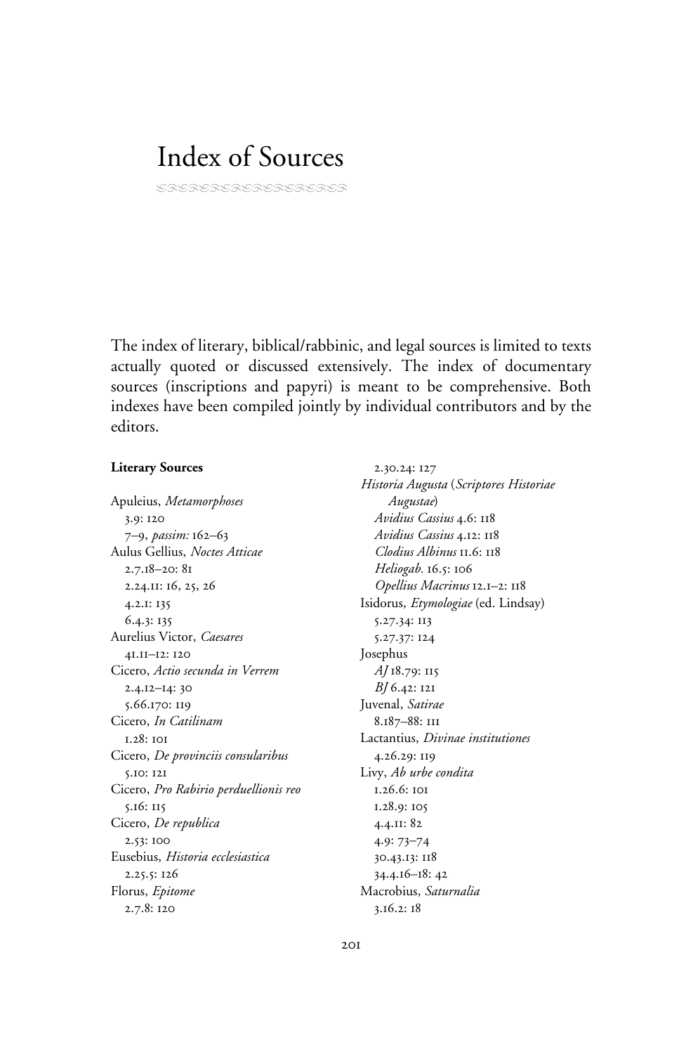# Index of Sources

The index of literary, biblical/rabbinic, and legal sources is limited to texts actually quoted or discussed extensively. The index of documentary sources (inscriptions and papyri) is meant to be comprehensive. Both indexes have been compiled jointly by individual contributors and by the editors.

**Literary Sources**

Apuleius, *Metamorphoses*
- 3.9: 120
- 7–9, *passim:* 162–63

Aulus Gellius, *Noctes Atticae*
- 2.7.18–20: 81
- 2.24.11: 16, 25, 26
- 4.2.1: 135
- 6.4.3: 135

Aurelius Victor, *Caesares*
- 41.11–12: 120

Cicero, *Actio secunda in Verrem*
- 2.4.12–14: 30
- 5.66.170: 119

Cicero, *In Catilinam*
- 1.28: 101

Cicero, *De provinciis consularibus*
- 5.10: 121

Cicero, *Pro Rabirio perduellionis reo*
- 5.16: 115

Cicero, *De republica*
- 2.53: 100

Eusebius, *Historia ecclesiastica*
- 2.25.5: 126

Florus, *Epitome*
- 2.7.8: 120
- 2.30.24: 127

*Historia Augusta* (*Scriptores Historiae Augustae*)
- *Avidius Cassius* 4.6: 118
- *Avidius Cassius* 4.12: 118
- *Clodius Albinus* 11.6: 118
- *Heliogab.* 16.5: 106
- *Opellius Macrinus* 12.1–2: 118

Isidorus, *Etymologiae* (ed. Lindsay)
- 5.27.34: 113
- 5.27.37: 124

Josephus
- *AJ* 18.79: 115
- *BJ* 6.42: 121

Juvenal, *Satirae*
- 8.187–88: 111

Lactantius, *Divinae institutiones*
- 4.26.29: 119

Livy, *Ab urbe condita*
- 1.26.6: 101
- 1.28.9: 105
- 4.4.11: 82
- 4.9: 73–74
- 30.43.13: 118
- 34.4.16–18: 42

Macrobius, *Saturnalia*
- 3.16.2: 18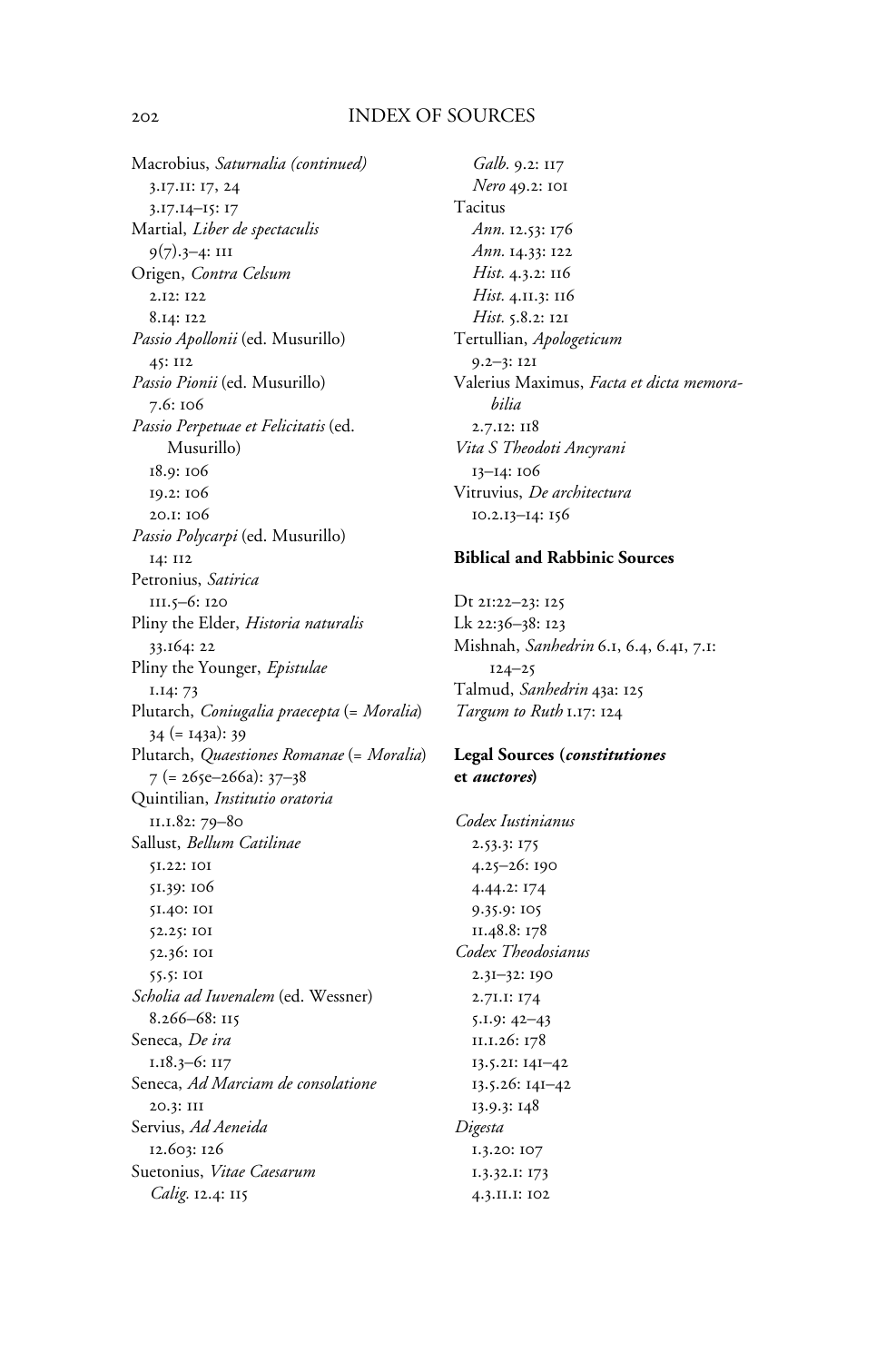Macrobius, *Saturnalia (continued)*
  3.17.11: 17, 24
  3.17.14–15: 17
Martial, *Liber de spectaculis*
  9(7).3–4: 111
Origen, *Contra Celsum*
  2.12: 122
  8.14: 122
*Passio Apollonii* (ed. Musurillo)
  45: 112
*Passio Pionii* (ed. Musurillo)
  7.6: 106
*Passio Perpetuae et Felicitatis* (ed. Musurillo)
  18.9: 106
  19.2: 106
  20.1: 106
*Passio Polycarpi* (ed. Musurillo)
  14: 112
Petronius, *Satirica*
  111.5–6: 120
Pliny the Elder, *Historia naturalis*
  33.164: 22
Pliny the Younger, *Epistulae*
  1.14: 73
Plutarch, *Coniugalia praecepta* (= *Moralia*)
  34 (= 143a): 39
Plutarch, *Quaestiones Romanae* (= *Moralia*)
  7 (= 265e–266a): 37–38
Quintilian, *Institutio oratoria*
  11.1.82: 79–80
Sallust, *Bellum Catilinae*
  51.22: 101
  51.39: 106
  51.40: 101
  52.25: 101
  52.36: 101
  55.5: 101
*Scholia ad Iuvenalem* (ed. Wessner)
  8.266–68: 115
Seneca, *De ira*
  1.18.3–6: 117
Seneca, *Ad Marciam de consolatione*
  20.3: 111
Servius, *Ad Aeneida*
  12.603: 126
Suetonius, *Vitae Caesarum*
  *Calig.* 12.4: 115
  *Galb.* 9.2: 117
  *Nero* 49.2: 101
Tacitus
  *Ann.* 12.53: 176
  *Ann.* 14.33: 122
  *Hist.* 4.3.2: 116
  *Hist.* 4.11.3: 116
  *Hist.* 5.8.2: 121
Tertullian, *Apologeticum*
  9.2–3: 121
Valerius Maximus, *Facta et dicta memorabilia*
  2.7.12: 118
*Vita S Theodoti Ancyrani*
  13–14: 106
Vitruvius, *De architectura*
  10.2.13–14: 156

### Biblical and Rabbinic Sources

Dt 21:22–23: 125
Lk 22:36–38: 123
Mishnah, *Sanhedrin* 6.1, 6.4, 6.41, 7.1: 124–25
Talmud, *Sanhedrin* 43a: 125
*Targum to Ruth* 1.17: 124

### Legal Sources (*constitutiones* et *auctores*)

*Codex Iustinianus*
  2.53.3: 175
  4.25–26: 190
  4.44.2: 174
  9.35.9: 105
  11.48.8: 178
*Codex Theodosianus*
  2.31–32: 190
  2.71.1: 174
  5.1.9: 42–43
  11.1.26: 178
  13.5.21: 141–42
  13.5.26: 141–42
  13.9.3: 148
*Digesta*
  1.3.20: 107
  1.3.32.1: 173
  4.3.11.1: 102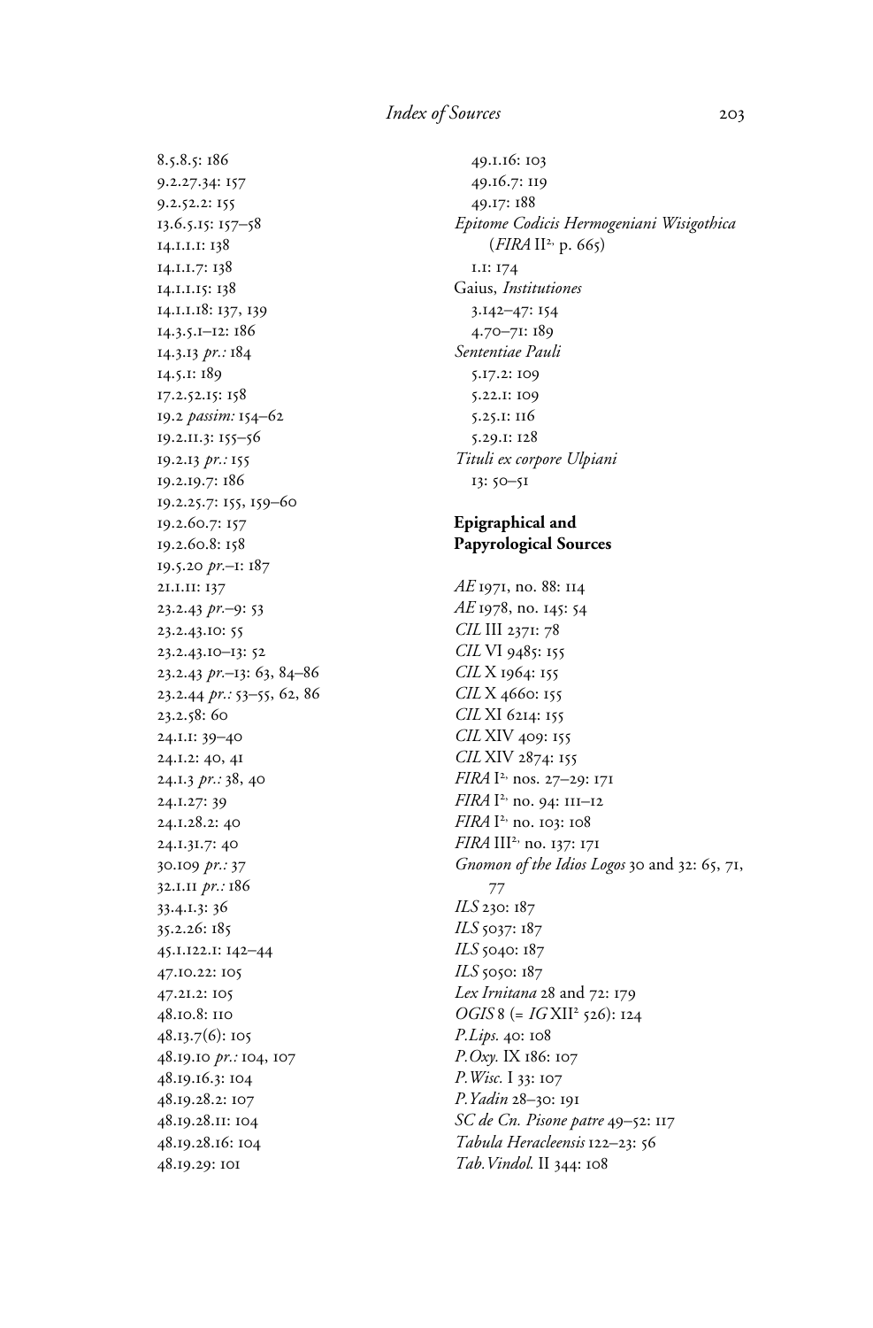8.5.8.5: 186
9.2.27.34: 157
9.2.52.2: 155
13.6.5.15: 157–58
14.1.1.1: 138
14.1.1.7: 138
14.1.1.15: 138
14.1.1.18: 137, 139
14.3.5.1–12: 186
14.3.13 *pr.:* 184
14.5.1: 189
17.2.52.15: 158
19.2 *passim:* 154–62
19.2.11.3: 155–56
19.2.13 *pr.:* 155
19.2.19.7: 186
19.2.25.7: 155, 159–60
19.2.60.7: 157
19.2.60.8: 158
19.5.20 *pr.*–1: 187
21.1.11: 137
23.2.43 *pr.*–9: 53
23.2.43.10: 55
23.2.43.10–13: 52
23.2.43 *pr.*–13: 63, 84–86
23.2.44 *pr.:* 53–55, 62, 86
23.2.58: 60
24.1.1: 39–40
24.1.2: 40, 41
24.1.3 *pr.:* 38, 40
24.1.27: 39
24.1.28.2: 40
24.1.31.7: 40
30.109 *pr.:* 37
32.1.11 *pr.:* 186
33.4.1.3: 36
35.2.26: 185
45.1.122.1: 142–44
47.10.22: 105
47.21.2: 105
48.10.8: 110
48.13.7(6): 105
48.19.10 *pr.:* 104, 107
48.19.16.3: 104
48.19.28.2: 107
48.19.28.11: 104
48.19.28.16: 104
48.19.29: 101

49.1.16: 103
49.16.7: 119
49.17: 188

*Epitome Codicis Hermogeniani Wisigothica* (*FIRA* II[2], p. 665)
1.1: 174

Gaius, *Institutiones*
3.142–47: 154
4.70–71: 189

*Sententiae Pauli*
5.17.2: 109
5.22.1: 109
5.25.1: 116
5.29.1: 128

*Tituli ex corpore Ulpiani*
13: 50–51

## Epigraphical and Papyrological Sources

*AE* 1971, no. 88: 114
*AE* 1978, no. 145: 54
*CIL* III 2371: 78
*CIL* VI 9485: 155
*CIL* X 1964: 155
*CIL* X 4660: 155
*CIL* XI 6214: 155
*CIL* XIV 409: 155
*CIL* XIV 2874: 155
*FIRA* I[2], nos. 27–29: 171
*FIRA* I[2], no. 94: 111–12
*FIRA* I[2], no. 103: 108
*FIRA* III[2], no. 137: 171
*Gnomon of the Idios Logos* 30 and 32: 65, 71, 77
*ILS* 230: 187
*ILS* 5037: 187
*ILS* 5040: 187
*ILS* 5050: 187
*Lex Irnitana* 28 and 72: 179
*OGIS* 8 (= *IG* XII[2] 526): 124
*P.Lips.* 40: 108
*P.Oxy.* IX 186: 107
*P.Wisc.* I 33: 107
*P.Yadin* 28–30: 191
*SC de Cn. Pisone patre* 49–52: 117
*Tabula Heracleensis* 122–23: 56
*Tab.Vindol.* II 344: 108